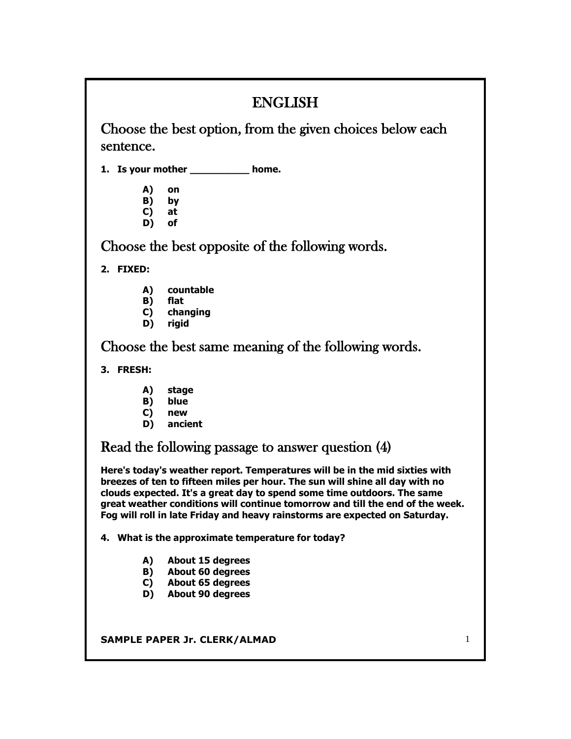# ENGLISH

## Choose the best option, from the given choices below each sentence.

**1. Is your mother __________ home.**

- **A) on**
- **B) by**
- **C) at**
- **D) of**

## Choose the best opposite of the following words.

**2. FIXED:**

- **A) countable**
- **B) flat**
- **C) changing**
- **D) rigid**

## Choose the best same meaning of the following words.

**3. FRESH:**

- **A) stage**
- **B) blue**
- **C) new**
- **D) ancient**

## Read the following passage to answer question (4)

**Here's today's weather report. Temperatures will be in the mid sixties with breezes of ten to fifteen miles per hour. The sun will shine all day with no clouds expected. It's a great day to spend some time outdoors. The same great weather conditions will continue tomorrow and till the end of the week. Fog will roll in late Friday and heavy rainstorms are expected on Saturday.**

**4. What is the approximate temperature for today?**

- **A) About 15 degrees**
- **B) About 60 degrees**
- **C) About 65 degrees**
- **D) About 90 degrees**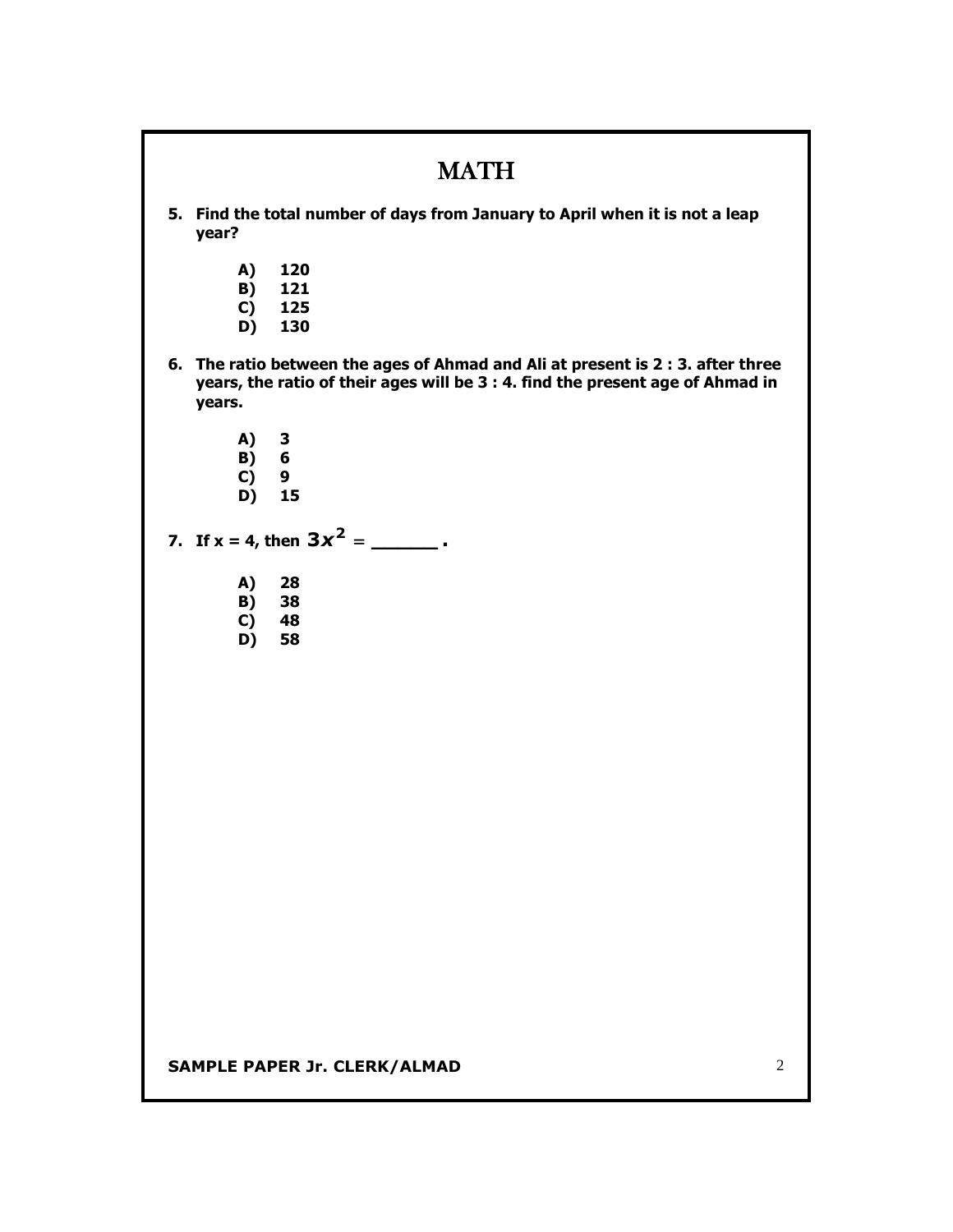# MATH

**5. Find the total number of days from January to April when it is not a leap year?**

- **A) 120**
- **B) 121**
- **C) 125**
- **D) 130**

**6. The ratio between the ages of Ahmad and Ali at present is 2 : 3. after three years, the ratio of their ages will be 3 : 4. find the present age of Ahmad in years.**

- **A) 3**
- **B) 6**
- **C) 9**
- **D) 15**

**7. If x = 4, then $3x^2$ = ______ .**

- **A) 28**
- **B) 38**
- **C) 48**
- **D) 58**

**SAMPLE PAPER Jr. CLERK/ALMAD**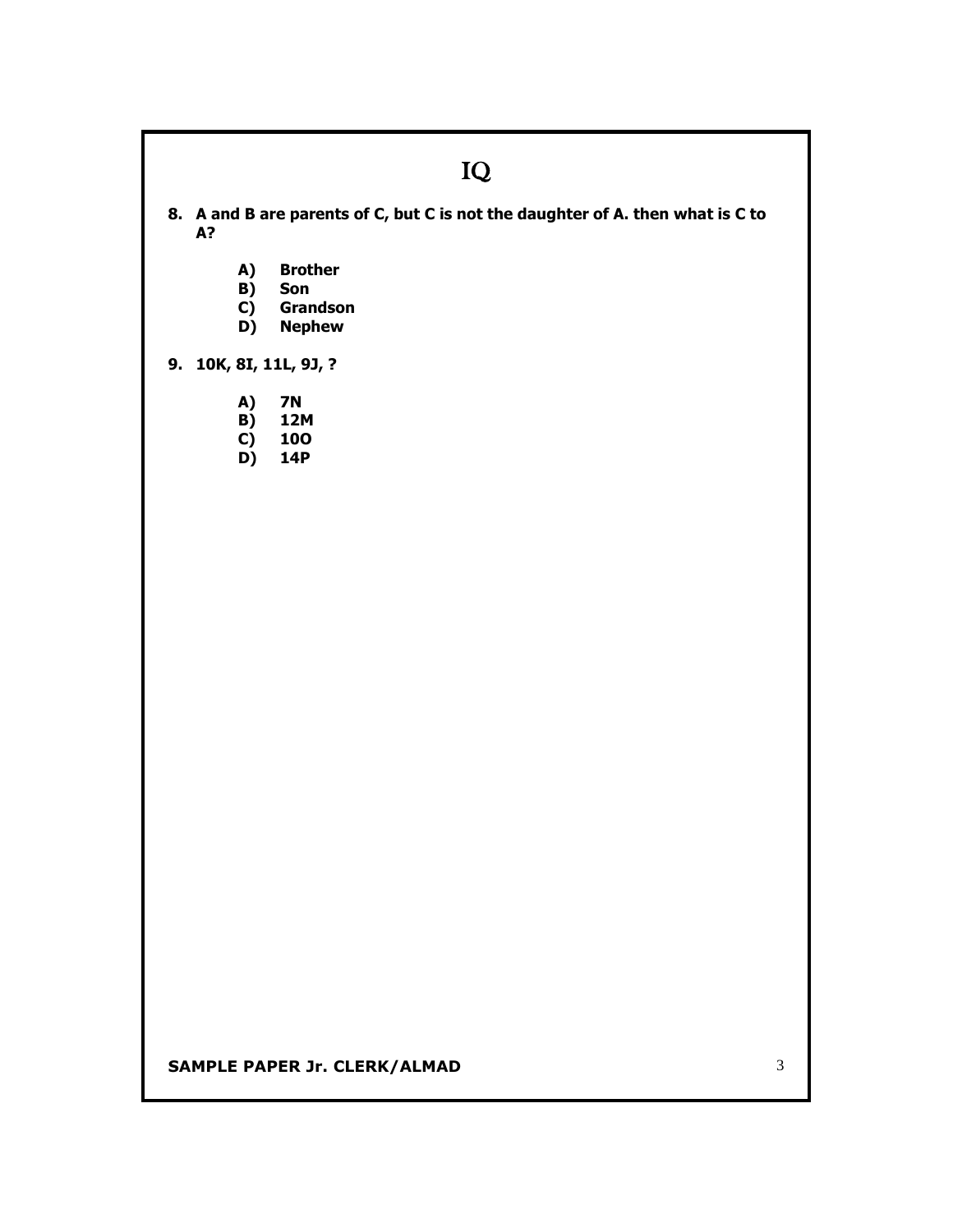# IQ

**8. A and B are parents of C, but C is not the daughter of A. then what is C to A?**

- **A) Brother**
- **B) Son**
- **C) Grandson**
- **D) Nephew**

**9. 10K, 8I, 11L, 9J, ?**

- **A) 7N**
- **B) 12M**
- **C) 10O**
- **D) 14P**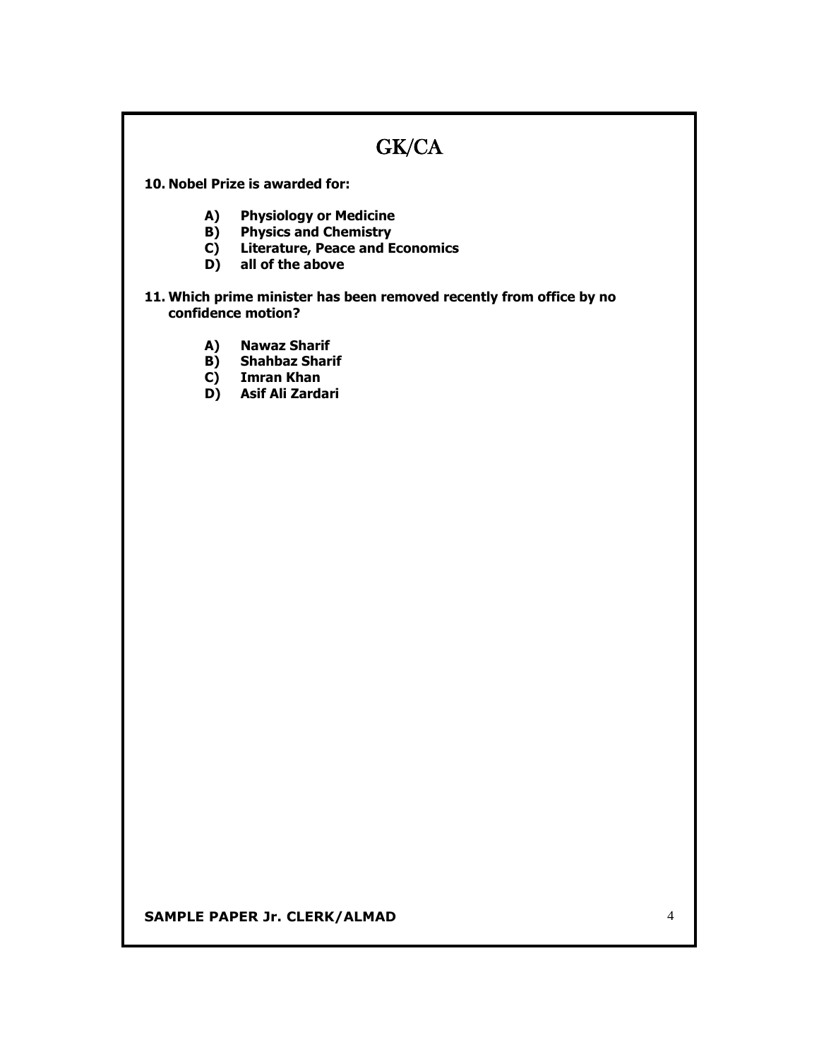# GK/CA

**10. Nobel Prize is awarded for:**

- **A) Physiology or Medicine**
- **B) Physics and Chemistry**
- **C) Literature, Peace and Economics**
- **D) all of the above**

**11. Which prime minister has been removed recently from office by no confidence motion?**

- **A) Nawaz Sharif**
- **B) Shahbaz Sharif**
- **C) Imran Khan**
- **D) Asif Ali Zardari**

**SAMPLE PAPER Jr. CLERK/ALMAD**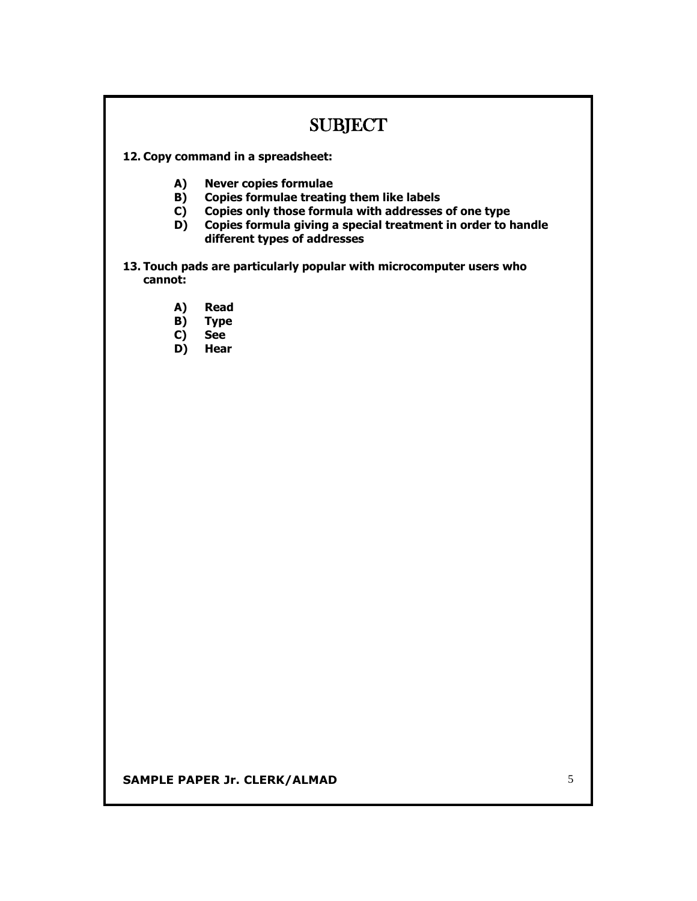# SUBJECT

**12. Copy command in a spreadsheet:**

- **A) Never copies formulae**
- **B) Copies formulae treating them like labels**
- **C) Copies only those formula with addresses of one type**
- **D) Copies formula giving a special treatment in order to handle different types of addresses**

**13. Touch pads are particularly popular with microcomputer users who cannot:**

- **A) Read**
- **B) Type**
- **C) See**
- **D) Hear**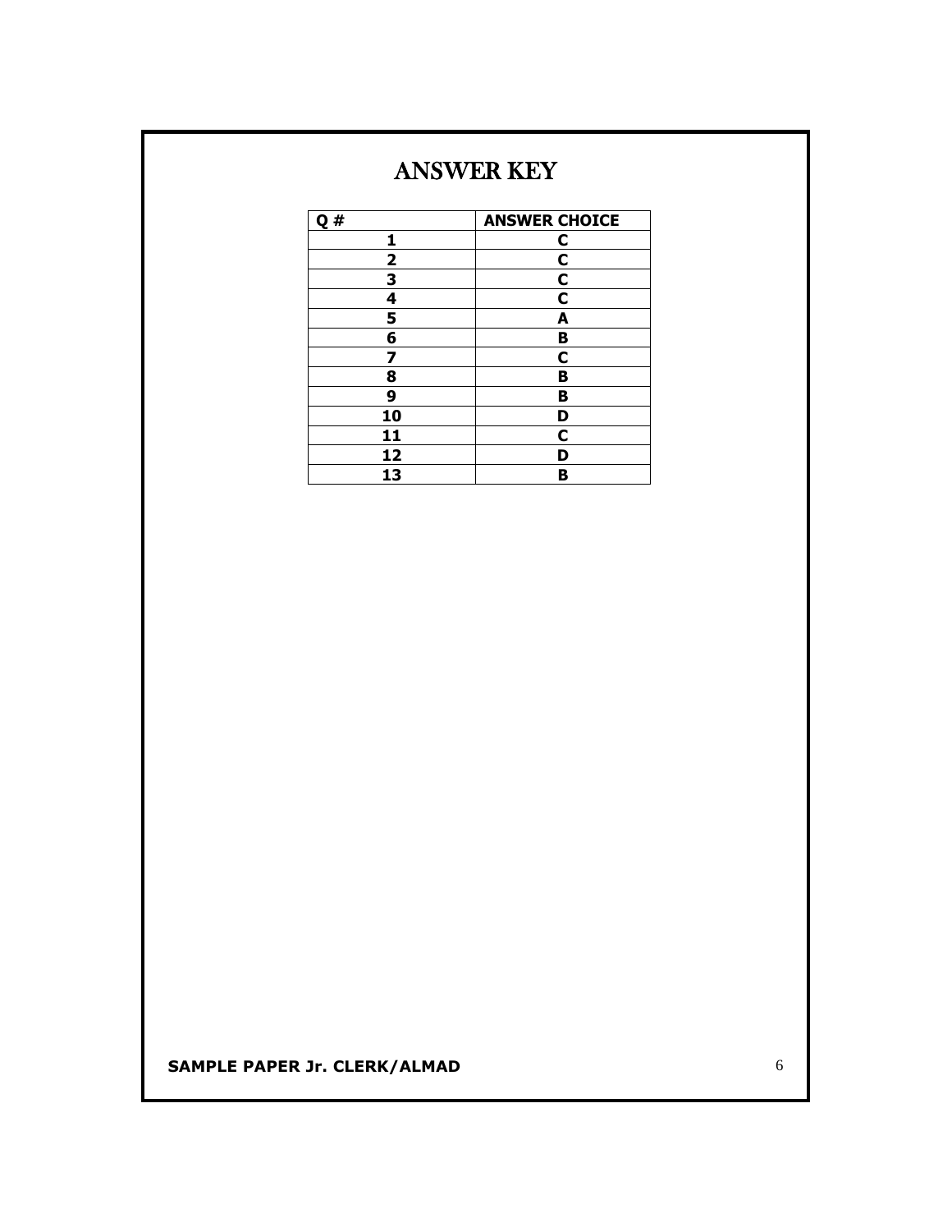# ANSWER KEY

| Q # | ANSWER CHOICE |
| --- | --- |
| 1 | C |
| 2 | C |
| 3 | C |
| 4 | C |
| 5 | A |
| 6 | B |
| 7 | C |
| 8 | B |
| 9 | B |
| 10 | D |
| 11 | C |
| 12 | D |
| 13 | B |